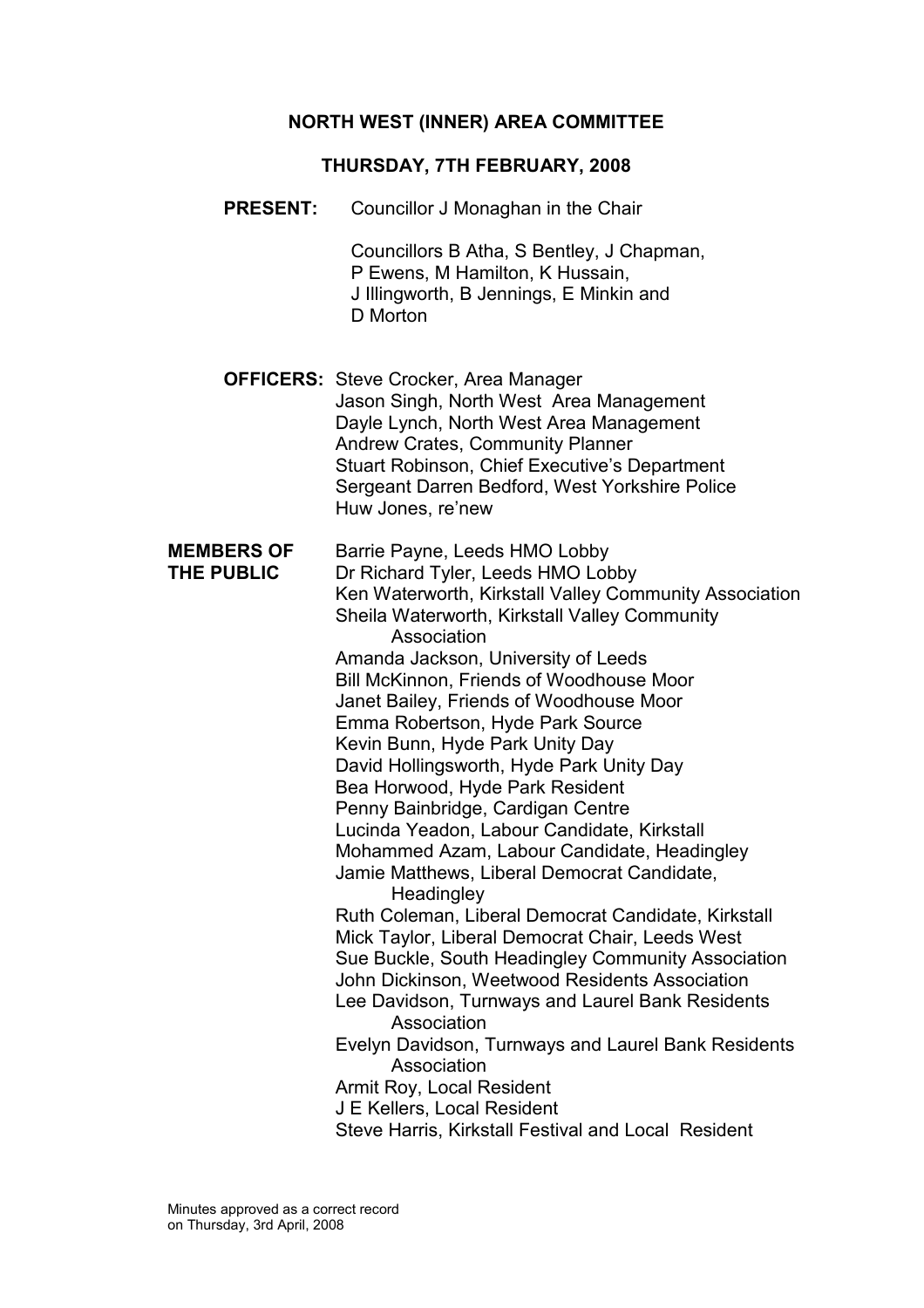# NORTH WEST (INNER) AREA COMMITTEE

## THURSDAY, 7TH FEBRUARY, 2008

**PRESENT:** Councillor J Monaghan in the Chair

Councillors B Atha, S Bentley, J Chapman, P Ewens, M Hamilton, K Hussain, J Illingworth, B Jennings, E Minkin and D Morton

**OFFICERS:** Steve Crocker, Area Manager
Jason Singh, North West Area Management
Dayle Lynch, North West Area Management
Andrew Crates, Community Planner
Stuart Robinson, Chief Executive's Department
Sergeant Darren Bedford, West Yorkshire Police
Huw Jones, re'new

**MEMBERS OF THE PUBLIC**
Barrie Payne, Leeds HMO Lobby
Dr Richard Tyler, Leeds HMO Lobby
Ken Waterworth, Kirkstall Valley Community Association
Sheila Waterworth, Kirkstall Valley Community Association
Amanda Jackson, University of Leeds
Bill McKinnon, Friends of Woodhouse Moor
Janet Bailey, Friends of Woodhouse Moor
Emma Robertson, Hyde Park Source
Kevin Bunn, Hyde Park Unity Day
David Hollingsworth, Hyde Park Unity Day
Bea Horwood, Hyde Park Resident
Penny Bainbridge, Cardigan Centre
Lucinda Yeadon, Labour Candidate, Kirkstall
Mohammed Azam, Labour Candidate, Headingley
Jamie Matthews, Liberal Democrat Candidate, Headingley
Ruth Coleman, Liberal Democrat Candidate, Kirkstall
Mick Taylor, Liberal Democrat Chair, Leeds West
Sue Buckle, South Headingley Community Association
John Dickinson, Weetwood Residents Association
Lee Davidson, Turnways and Laurel Bank Residents Association
Evelyn Davidson, Turnways and Laurel Bank Residents Association
Armit Roy, Local Resident
J E Kellers, Local Resident
Steve Harris, Kirkstall Festival and Local Resident

Minutes approved as a correct record on Thursday, 3rd April, 2008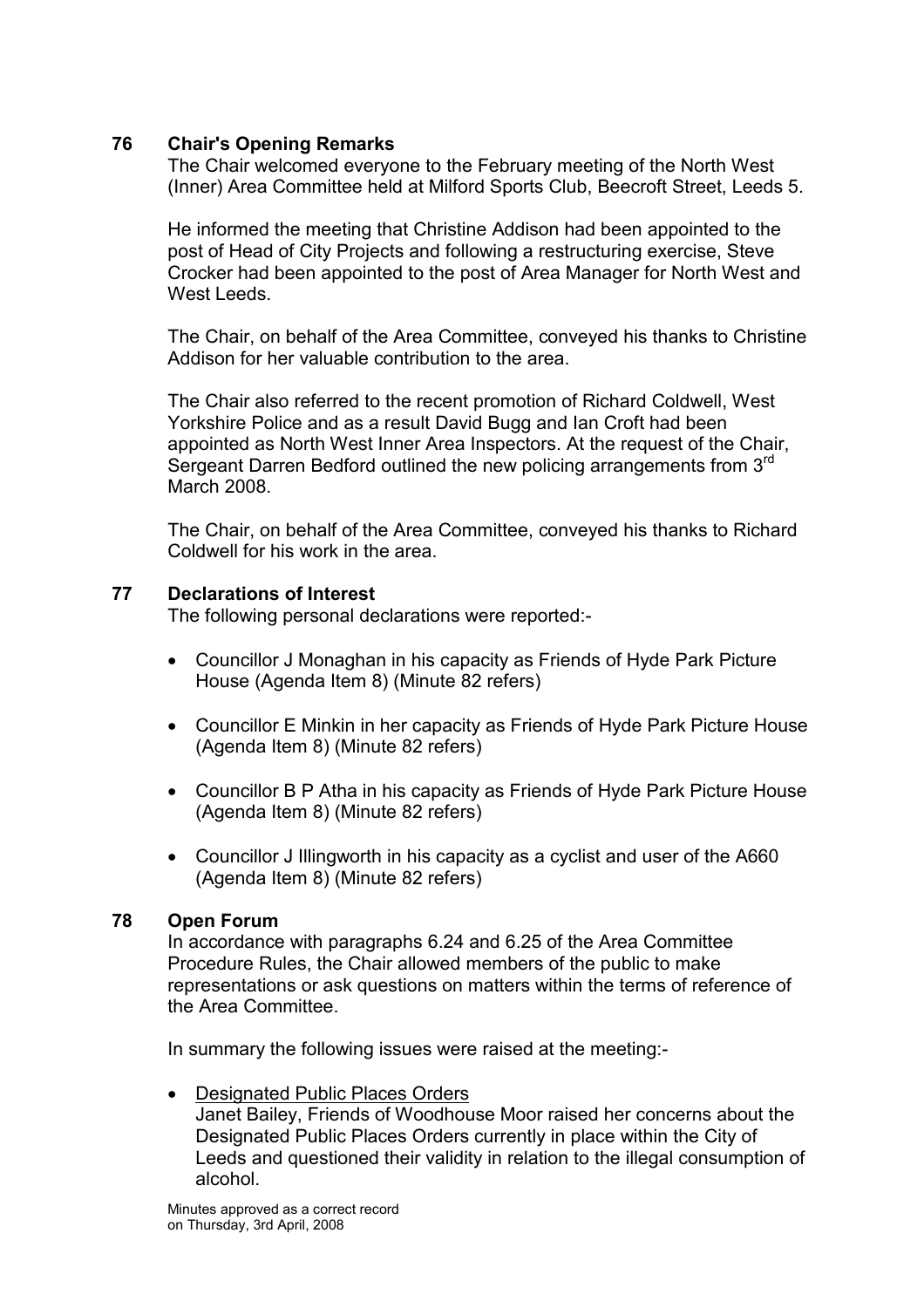## 76 Chair's Opening Remarks

The Chair welcomed everyone to the February meeting of the North West (Inner) Area Committee held at Milford Sports Club, Beecroft Street, Leeds 5.

He informed the meeting that Christine Addison had been appointed to the post of Head of City Projects and following a restructuring exercise, Steve Crocker had been appointed to the post of Area Manager for North West and West Leeds.

The Chair, on behalf of the Area Committee, conveyed his thanks to Christine Addison for her valuable contribution to the area.

The Chair also referred to the recent promotion of Richard Coldwell, West Yorkshire Police and as a result David Bugg and Ian Croft had been appointed as North West Inner Area Inspectors. At the request of the Chair, Sergeant Darren Bedford outlined the new policing arrangements from 3rd March 2008.

The Chair, on behalf of the Area Committee, conveyed his thanks to Richard Coldwell for his work in the area.

## 77 Declarations of Interest

The following personal declarations were reported:-

- Councillor J Monaghan in his capacity as Friends of Hyde Park Picture House (Agenda Item 8) (Minute 82 refers)
- Councillor E Minkin in her capacity as Friends of Hyde Park Picture House (Agenda Item 8) (Minute 82 refers)
- Councillor B P Atha in his capacity as Friends of Hyde Park Picture House (Agenda Item 8) (Minute 82 refers)
- Councillor J Illingworth in his capacity as a cyclist and user of the A660 (Agenda Item 8) (Minute 82 refers)

## 78 Open Forum

In accordance with paragraphs 6.24 and 6.25 of the Area Committee Procedure Rules, the Chair allowed members of the public to make representations or ask questions on matters within the terms of reference of the Area Committee.

In summary the following issues were raised at the meeting:-

- Designated Public Places Orders
  Janet Bailey, Friends of Woodhouse Moor raised her concerns about the Designated Public Places Orders currently in place within the City of Leeds and questioned their validity in relation to the illegal consumption of alcohol.

Minutes approved as a correct record on Thursday, 3rd April, 2008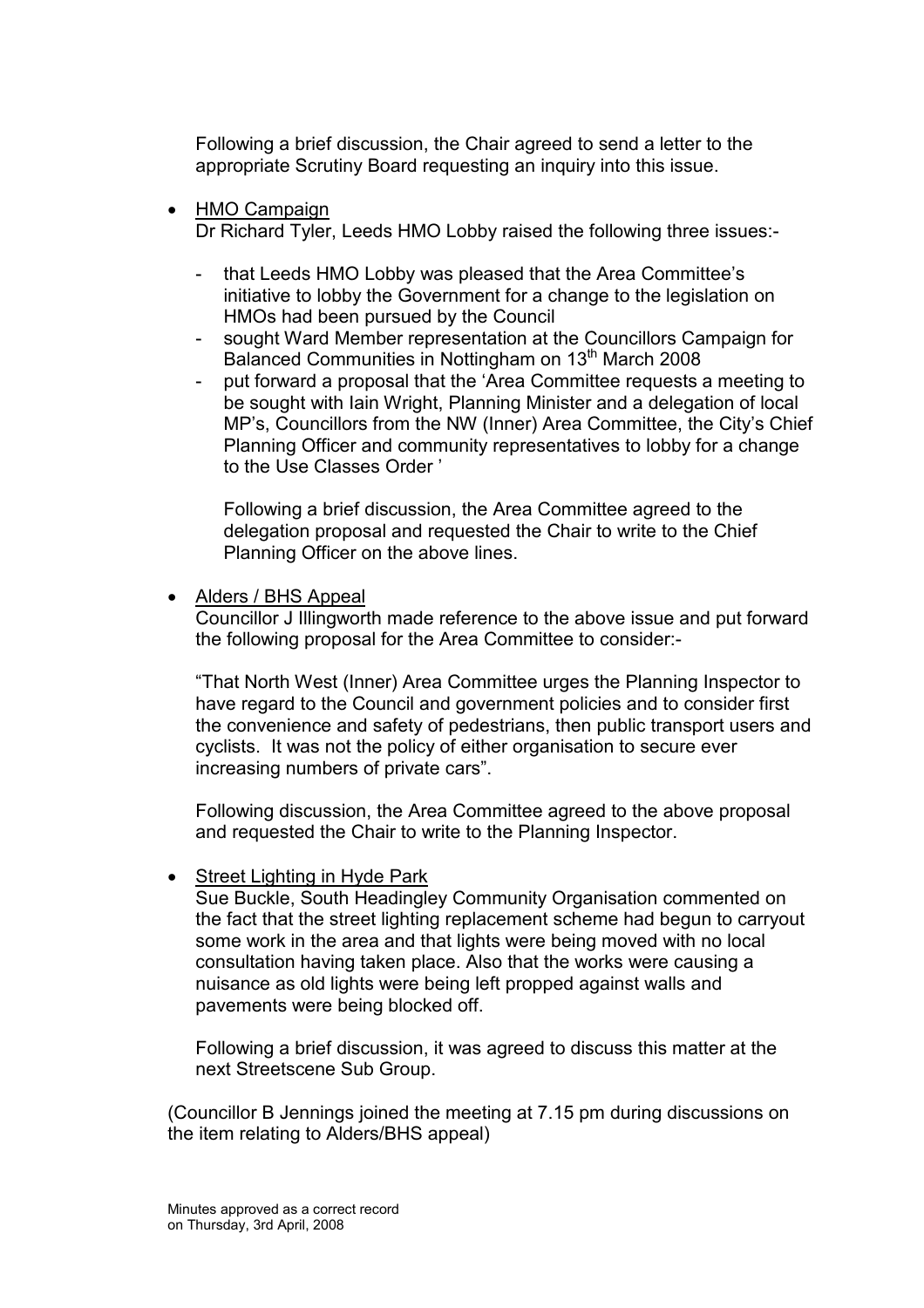Following a brief discussion, the Chair agreed to send a letter to the appropriate Scrutiny Board requesting an inquiry into this issue.

- HMO Campaign

  Dr Richard Tyler, Leeds HMO Lobby raised the following three issues:-

  - that Leeds HMO Lobby was pleased that the Area Committee's initiative to lobby the Government for a change to the legislation on HMOs had been pursued by the Council
  - sought Ward Member representation at the Councillors Campaign for Balanced Communities in Nottingham on 13th March 2008
  - put forward a proposal that the 'Area Committee requests a meeting to be sought with Iain Wright, Planning Minister and a delegation of local MP's, Councillors from the NW (Inner) Area Committee, the City's Chief Planning Officer and community representatives to lobby for a change to the Use Classes Order '

    Following a brief discussion, the Area Committee agreed to the delegation proposal and requested the Chair to write to the Chief Planning Officer on the above lines.

- Alders / BHS Appeal

  Councillor J Illingworth made reference to the above issue and put forward the following proposal for the Area Committee to consider:-

  "That North West (Inner) Area Committee urges the Planning Inspector to have regard to the Council and government policies and to consider first the convenience and safety of pedestrians, then public transport users and cyclists. It was not the policy of either organisation to secure ever increasing numbers of private cars".

  Following discussion, the Area Committee agreed to the above proposal and requested the Chair to write to the Planning Inspector.

- Street Lighting in Hyde Park

  Sue Buckle, South Headingley Community Organisation commented on the fact that the street lighting replacement scheme had begun to carryout some work in the area and that lights were being moved with no local consultation having taken place. Also that the works were causing a nuisance as old lights were being left propped against walls and pavements were being blocked off.

  Following a brief discussion, it was agreed to discuss this matter at the next Streetscene Sub Group.

(Councillor B Jennings joined the meeting at 7.15 pm during discussions on the item relating to Alders/BHS appeal)

Minutes approved as a correct record
on Thursday, 3rd April, 2008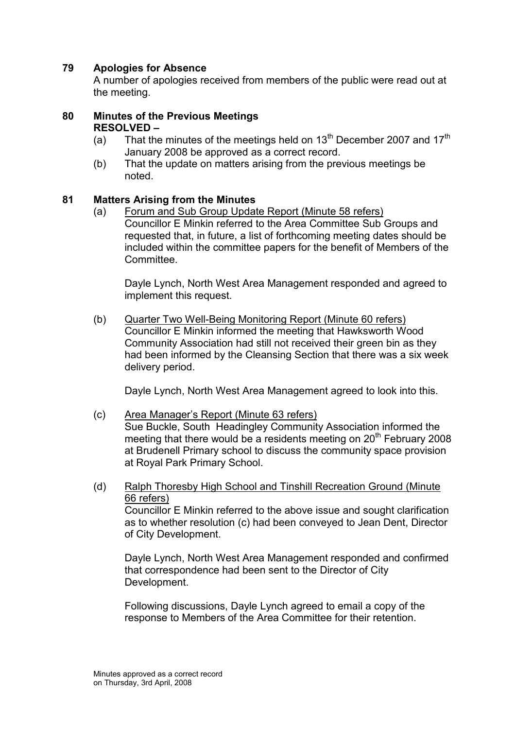## 79 Apologies for Absence

A number of apologies received from members of the public were read out at the meeting.

## 80 Minutes of the Previous Meetings

**RESOLVED –**

(a) That the minutes of the meetings held on 13th December 2007 and 17th January 2008 be approved as a correct record.

(b) That the update on matters arising from the previous meetings be noted.

## 81 Matters Arising from the Minutes

(a) Forum and Sub Group Update Report (Minute 58 refers)

Councillor E Minkin referred to the Area Committee Sub Groups and requested that, in future, a list of forthcoming meeting dates should be included within the committee papers for the benefit of Members of the Committee.

Dayle Lynch, North West Area Management responded and agreed to implement this request.

(b) Quarter Two Well-Being Monitoring Report (Minute 60 refers)

Councillor E Minkin informed the meeting that Hawksworth Wood Community Association had still not received their green bin as they had been informed by the Cleansing Section that there was a six week delivery period.

Dayle Lynch, North West Area Management agreed to look into this.

(c) Area Manager's Report (Minute 63 refers)

Sue Buckle, South Headingley Community Association informed the meeting that there would be a residents meeting on 20th February 2008 at Brudenell Primary school to discuss the community space provision at Royal Park Primary School.

(d) Ralph Thoresby High School and Tinshill Recreation Ground (Minute 66 refers)

Councillor E Minkin referred to the above issue and sought clarification as to whether resolution (c) had been conveyed to Jean Dent, Director of City Development.

Dayle Lynch, North West Area Management responded and confirmed that correspondence had been sent to the Director of City Development.

Following discussions, Dayle Lynch agreed to email a copy of the response to Members of the Area Committee for their retention.

Minutes approved as a correct record on Thursday, 3rd April, 2008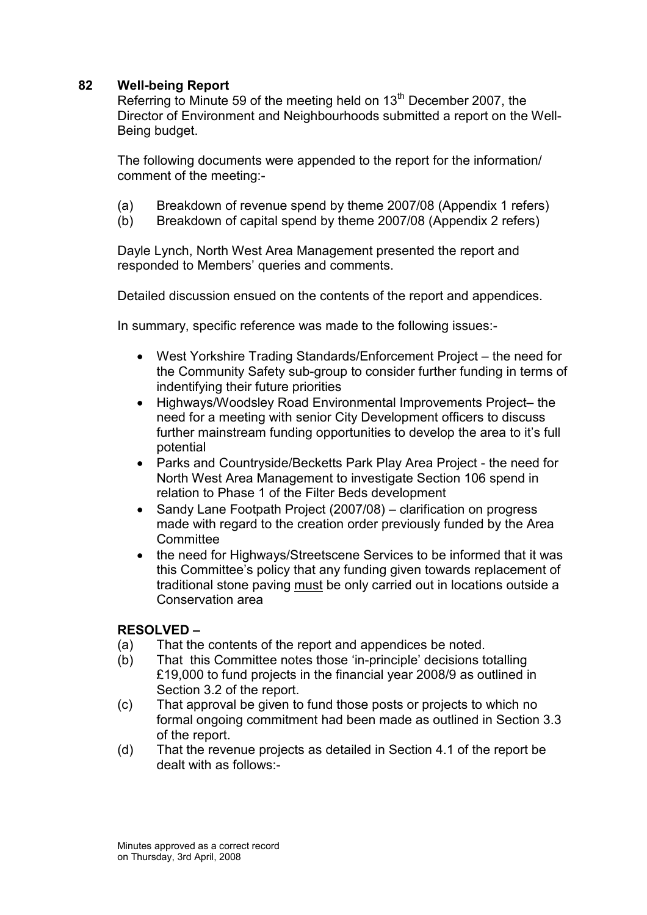## 82 Well-being Report

Referring to Minute 59 of the meeting held on 13th December 2007, the Director of Environment and Neighbourhoods submitted a report on the Well-Being budget.

The following documents were appended to the report for the information/ comment of the meeting:-

(a) Breakdown of revenue spend by theme 2007/08 (Appendix 1 refers)
(b) Breakdown of capital spend by theme 2007/08 (Appendix 2 refers)

Dayle Lynch, North West Area Management presented the report and responded to Members' queries and comments.

Detailed discussion ensued on the contents of the report and appendices.

In summary, specific reference was made to the following issues:-

- West Yorkshire Trading Standards/Enforcement Project – the need for the Community Safety sub-group to consider further funding in terms of indentifying their future priorities
- Highways/Woodsley Road Environmental Improvements Project– the need for a meeting with senior City Development officers to discuss further mainstream funding opportunities to develop the area to it's full potential
- Parks and Countryside/Becketts Park Play Area Project - the need for North West Area Management to investigate Section 106 spend in relation to Phase 1 of the Filter Beds development
- Sandy Lane Footpath Project (2007/08) – clarification on progress made with regard to the creation order previously funded by the Area Committee
- the need for Highways/Streetscene Services to be informed that it was this Committee's policy that any funding given towards replacement of traditional stone paving <u>must</u> be only carried out in locations outside a Conservation area

**RESOLVED –**

(a) That the contents of the report and appendices be noted.
(b) That this Committee notes those 'in-principle' decisions totalling £19,000 to fund projects in the financial year 2008/9 as outlined in Section 3.2 of the report.
(c) That approval be given to fund those posts or projects to which no formal ongoing commitment had been made as outlined in Section 3.3 of the report.
(d) That the revenue projects as detailed in Section 4.1 of the report be dealt with as follows:-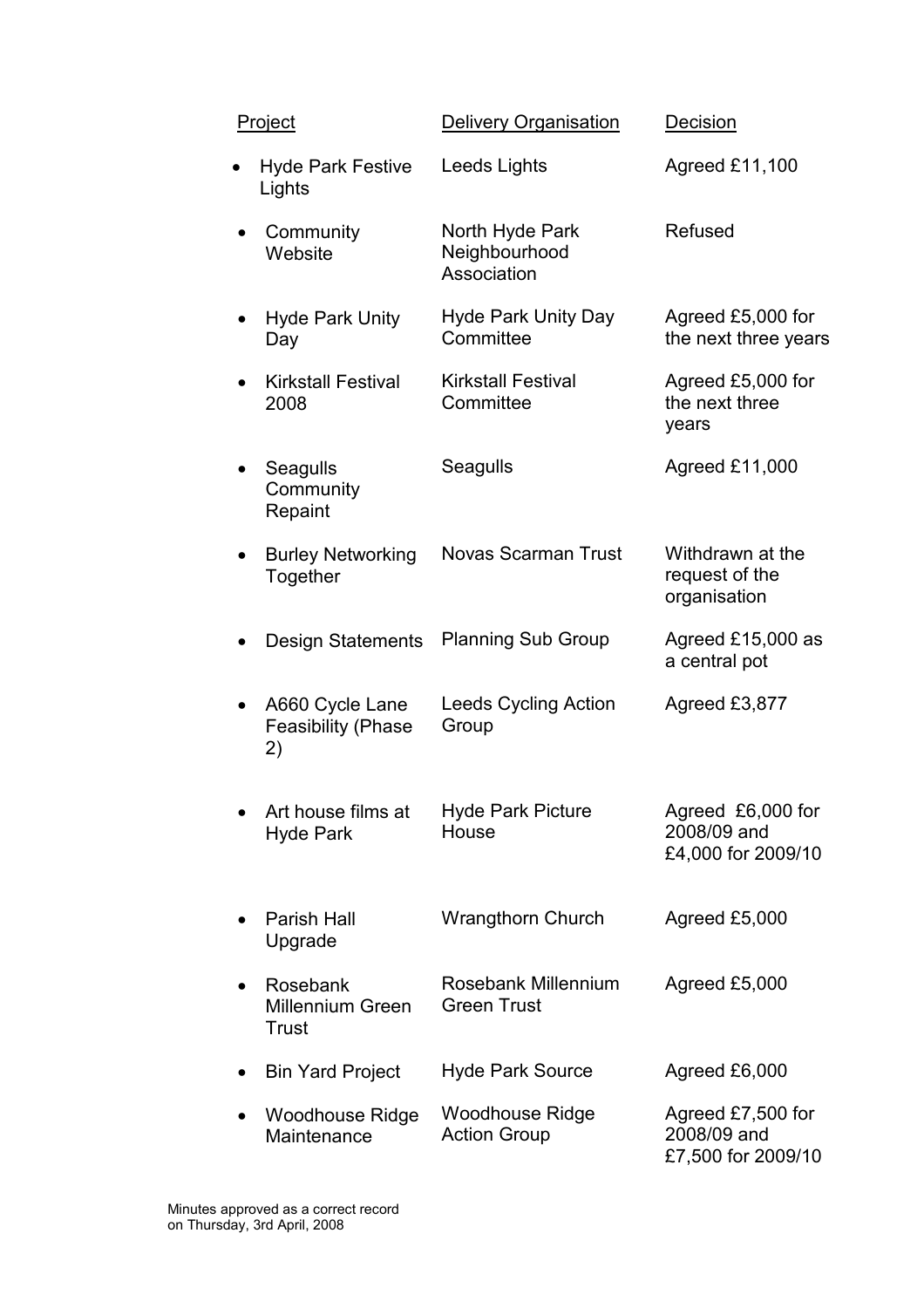| Project | Delivery Organisation | Decision |
| --- | --- | --- |
| • Hyde Park Festive Lights | Leeds Lights | Agreed £11,100 |
| • Community Website | North Hyde Park Neighbourhood Association | Refused |
| • Hyde Park Unity Day | Hyde Park Unity Day Committee | Agreed £5,000 for the next three years |
| • Kirkstall Festival 2008 | Kirkstall Festival Committee | Agreed £5,000 for the next three years |
| • Seagulls Community Repaint | Seagulls | Agreed £11,000 |
| • Burley Networking Together | Novas Scarman Trust | Withdrawn at the request of the organisation |
| • Design Statements | Planning Sub Group | Agreed £15,000 as a central pot |
| • A660 Cycle Lane Feasibility (Phase 2) | Leeds Cycling Action Group | Agreed £3,877 |
| • Art house films at Hyde Park | Hyde Park Picture House | Agreed £6,000 for 2008/09 and £4,000 for 2009/10 |
| • Parish Hall Upgrade | Wrangthorn Church | Agreed £5,000 |
| • Rosebank Millennium Green Trust | Rosebank Millennium Green Trust | Agreed £5,000 |
| • Bin Yard Project | Hyde Park Source | Agreed £6,000 |
| • Woodhouse Ridge Maintenance | Woodhouse Ridge Action Group | Agreed £7,500 for 2008/09 and £7,500 for 2009/10 |

Minutes approved as a correct record on Thursday, 3rd April, 2008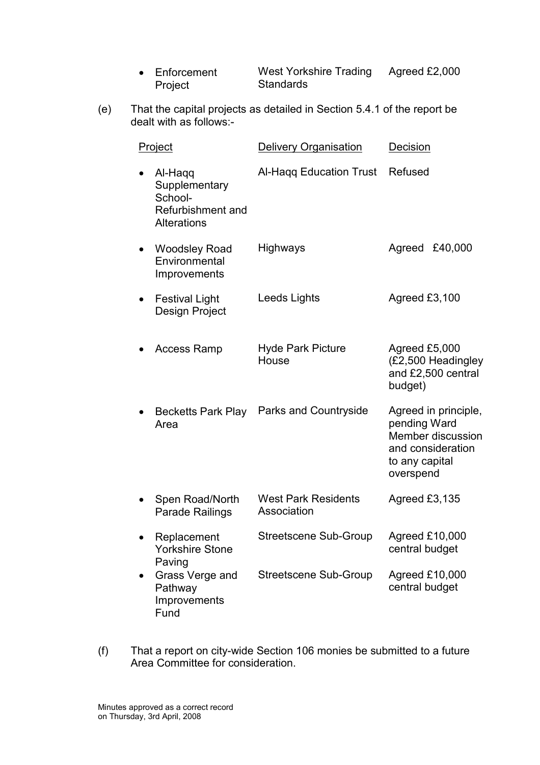| Project | Delivery Organisation | Decision |
|---|---|---|
| • Enforcement Project | West Yorkshire Trading Standards | Agreed £2,000 |

(e) That the capital projects as detailed in Section 5.4.1 of the report be dealt with as follows:-

| Project | Delivery Organisation | Decision |
|---|---|---|
| • Al-Haqq Supplementary School- Refurbishment and Alterations | Al-Haqq Education Trust | Refused |
| • Woodsley Road Environmental Improvements | Highways | Agreed £40,000 |
| • Festival Light Design Project | Leeds Lights | Agreed £3,100 |
| • Access Ramp | Hyde Park Picture House | Agreed £5,000 (£2,500 Headingley and £2,500 central budget) |
| • Becketts Park Play Area | Parks and Countryside | Agreed in principle, pending Ward Member discussion and consideration to any capital overspend |
| • Spen Road/North Parade Railings | West Park Residents Association | Agreed £3,135 |
| • Replacement Yorkshire Stone Paving | Streetscene Sub-Group | Agreed £10,000 central budget |
| • Grass Verge and Pathway Improvements Fund | Streetscene Sub-Group | Agreed £10,000 central budget |

(f) That a report on city-wide Section 106 monies be submitted to a future Area Committee for consideration.

Minutes approved as a correct record on Thursday, 3rd April, 2008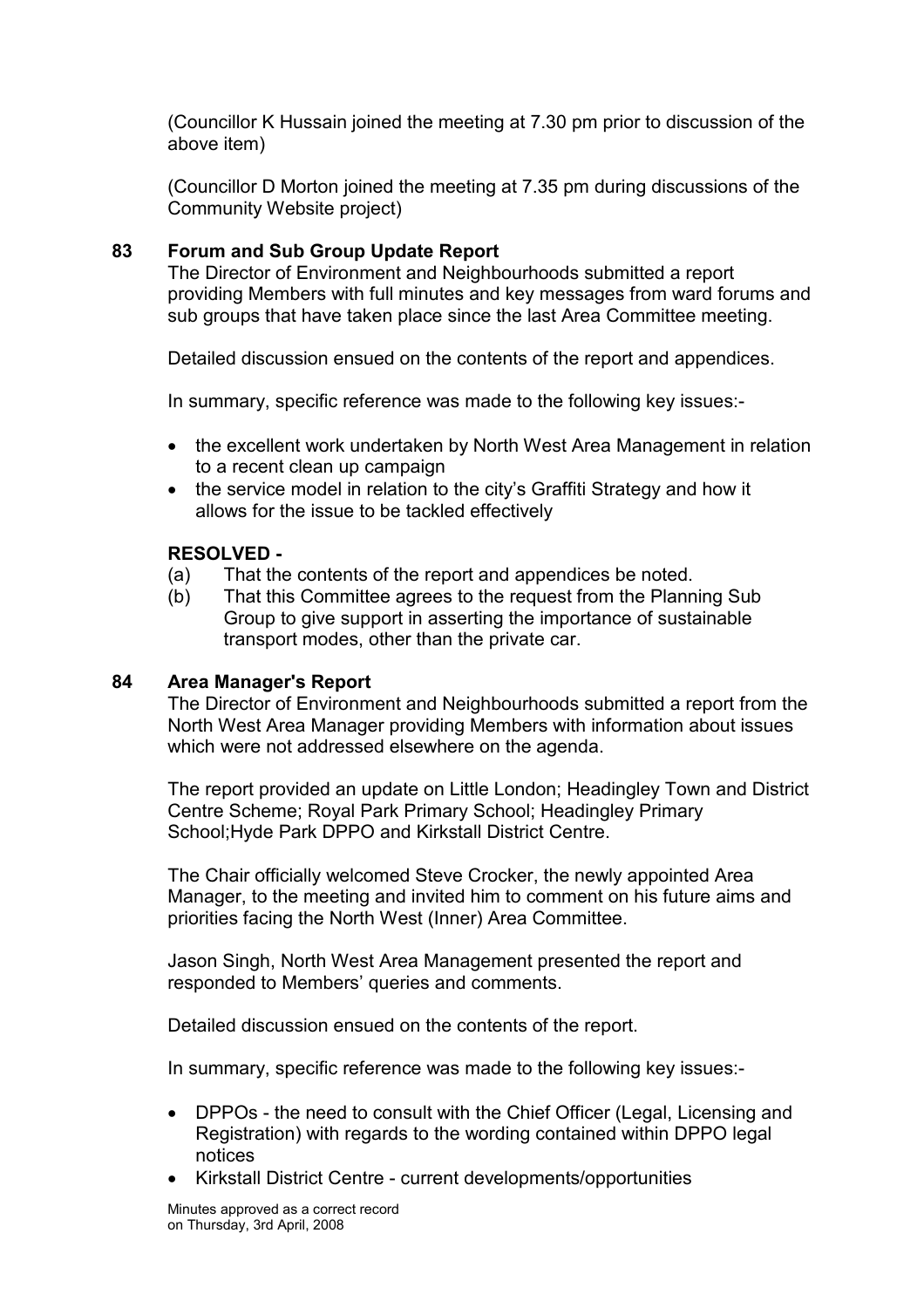(Councillor K Hussain joined the meeting at 7.30 pm prior to discussion of the above item)

(Councillor D Morton joined the meeting at 7.35 pm during discussions of the Community Website project)

**83 Forum and Sub Group Update Report**

The Director of Environment and Neighbourhoods submitted a report providing Members with full minutes and key messages from ward forums and sub groups that have taken place since the last Area Committee meeting.

Detailed discussion ensued on the contents of the report and appendices.

In summary, specific reference was made to the following key issues:-

- the excellent work undertaken by North West Area Management in relation to a recent clean up campaign
- the service model in relation to the city's Graffiti Strategy and how it allows for the issue to be tackled effectively

**RESOLVED -**

(a) That the contents of the report and appendices be noted.

(b) That this Committee agrees to the request from the Planning Sub Group to give support in asserting the importance of sustainable transport modes, other than the private car.

**84 Area Manager's Report**

The Director of Environment and Neighbourhoods submitted a report from the North West Area Manager providing Members with information about issues which were not addressed elsewhere on the agenda.

The report provided an update on Little London; Headingley Town and District Centre Scheme; Royal Park Primary School; Headingley Primary School;Hyde Park DPPO and Kirkstall District Centre.

The Chair officially welcomed Steve Crocker, the newly appointed Area Manager, to the meeting and invited him to comment on his future aims and priorities facing the North West (Inner) Area Committee.

Jason Singh, North West Area Management presented the report and responded to Members' queries and comments.

Detailed discussion ensued on the contents of the report.

In summary, specific reference was made to the following key issues:-

- DPPOs - the need to consult with the Chief Officer (Legal, Licensing and Registration) with regards to the wording contained within DPPO legal notices
- Kirkstall District Centre - current developments/opportunities

Minutes approved as a correct record on Thursday, 3rd April, 2008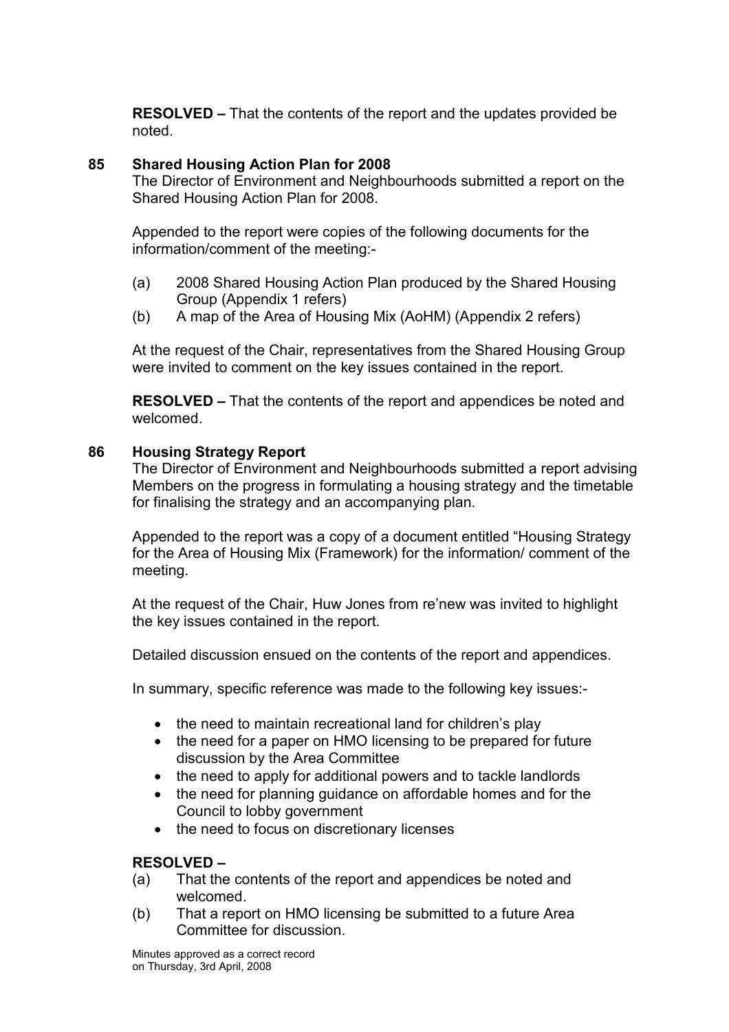**RESOLVED –** That the contents of the report and the updates provided be noted.

## 85 Shared Housing Action Plan for 2008

The Director of Environment and Neighbourhoods submitted a report on the Shared Housing Action Plan for 2008.

Appended to the report were copies of the following documents for the information/comment of the meeting:-

(a) 2008 Shared Housing Action Plan produced by the Shared Housing Group (Appendix 1 refers)
(b) A map of the Area of Housing Mix (AoHM) (Appendix 2 refers)

At the request of the Chair, representatives from the Shared Housing Group were invited to comment on the key issues contained in the report.

**RESOLVED –** That the contents of the report and appendices be noted and welcomed.

## 86 Housing Strategy Report

The Director of Environment and Neighbourhoods submitted a report advising Members on the progress in formulating a housing strategy and the timetable for finalising the strategy and an accompanying plan.

Appended to the report was a copy of a document entitled "Housing Strategy for the Area of Housing Mix (Framework) for the information/ comment of the meeting.

At the request of the Chair, Huw Jones from re'new was invited to highlight the key issues contained in the report.

Detailed discussion ensued on the contents of the report and appendices.

In summary, specific reference was made to the following key issues:-

- the need to maintain recreational land for children's play
- the need for a paper on HMO licensing to be prepared for future discussion by the Area Committee
- the need to apply for additional powers and to tackle landlords
- the need for planning guidance on affordable homes and for the Council to lobby government
- the need to focus on discretionary licenses

**RESOLVED –**
(a) That the contents of the report and appendices be noted and welcomed.
(b) That a report on HMO licensing be submitted to a future Area Committee for discussion.

Minutes approved as a correct record on Thursday, 3rd April, 2008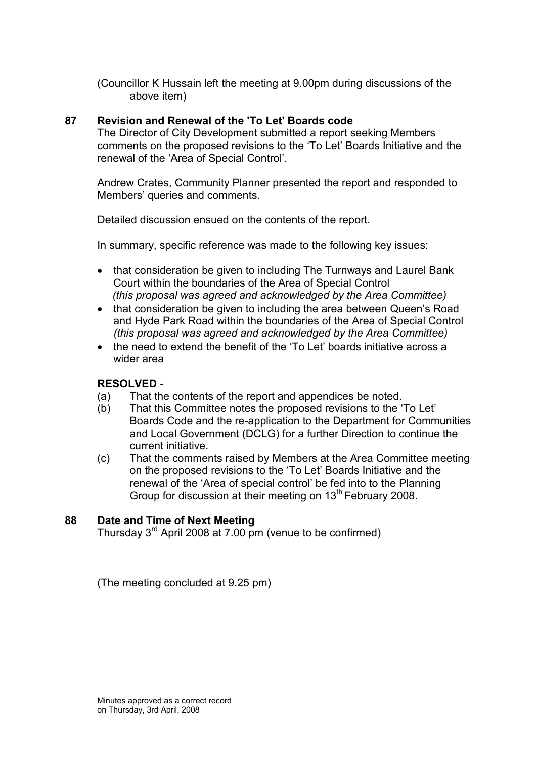(Councillor K Hussain left the meeting at 9.00pm during discussions of the above item)

**87 Revision and Renewal of the 'To Let' Boards code**

The Director of City Development submitted a report seeking Members comments on the proposed revisions to the 'To Let' Boards Initiative and the renewal of the 'Area of Special Control'.

Andrew Crates, Community Planner presented the report and responded to Members' queries and comments.

Detailed discussion ensued on the contents of the report.

In summary, specific reference was made to the following key issues:

- that consideration be given to including The Turnways and Laurel Bank Court within the boundaries of the Area of Special Control *(this proposal was agreed and acknowledged by the Area Committee)*
- that consideration be given to including the area between Queen's Road and Hyde Park Road within the boundaries of the Area of Special Control *(this proposal was agreed and acknowledged by the Area Committee)*
- the need to extend the benefit of the 'To Let' boards initiative across a wider area

**RESOLVED -**

(a) That the contents of the report and appendices be noted.

(b) That this Committee notes the proposed revisions to the 'To Let' Boards Code and the re-application to the Department for Communities and Local Government (DCLG) for a further Direction to continue the current initiative.

(c) That the comments raised by Members at the Area Committee meeting on the proposed revisions to the 'To Let' Boards Initiative and the renewal of the 'Area of special control' be fed into to the Planning Group for discussion at their meeting on 13th February 2008.

**88 Date and Time of Next Meeting**

Thursday 3rd April 2008 at 7.00 pm (venue to be confirmed)

(The meeting concluded at 9.25 pm)

Minutes approved as a correct record on Thursday, 3rd April, 2008